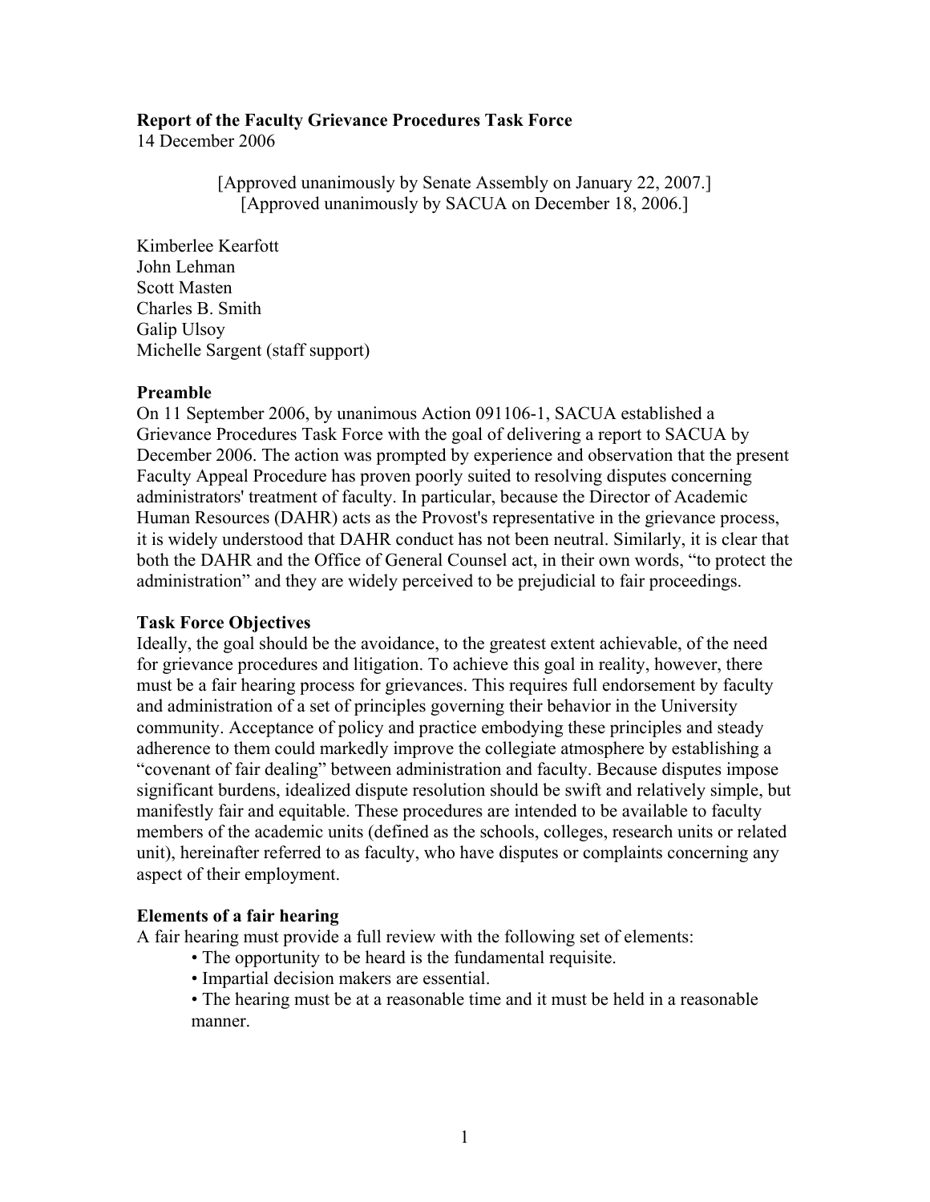**Report of the Faculty Grievance Procedures Task Force**
14 December 2006

[Approved unanimously by Senate Assembly on January 22, 2007.]
[Approved unanimously by SACUA on December 18, 2006.]

Kimberlee Kearfott
John Lehman
Scott Masten
Charles B. Smith
Galip Ulsoy
Michelle Sargent (staff support)

**Preamble**

On 11 September 2006, by unanimous Action 091106-1, SACUA established a Grievance Procedures Task Force with the goal of delivering a report to SACUA by December 2006. The action was prompted by experience and observation that the present Faculty Appeal Procedure has proven poorly suited to resolving disputes concerning administrators' treatment of faculty. In particular, because the Director of Academic Human Resources (DAHR) acts as the Provost's representative in the grievance process, it is widely understood that DAHR conduct has not been neutral. Similarly, it is clear that both the DAHR and the Office of General Counsel act, in their own words, "to protect the administration" and they are widely perceived to be prejudicial to fair proceedings.

**Task Force Objectives**

Ideally, the goal should be the avoidance, to the greatest extent achievable, of the need for grievance procedures and litigation. To achieve this goal in reality, however, there must be a fair hearing process for grievances. This requires full endorsement by faculty and administration of a set of principles governing their behavior in the University community. Acceptance of policy and practice embodying these principles and steady adherence to them could markedly improve the collegiate atmosphere by establishing a "covenant of fair dealing" between administration and faculty. Because disputes impose significant burdens, idealized dispute resolution should be swift and relatively simple, but manifestly fair and equitable. These procedures are intended to be available to faculty members of the academic units (defined as the schools, colleges, research units or related unit), hereinafter referred to as faculty, who have disputes or complaints concerning any aspect of their employment.

**Elements of a fair hearing**

A fair hearing must provide a full review with the following set of elements:

- The opportunity to be heard is the fundamental requisite.
- Impartial decision makers are essential.
- The hearing must be at a reasonable time and it must be held in a reasonable manner.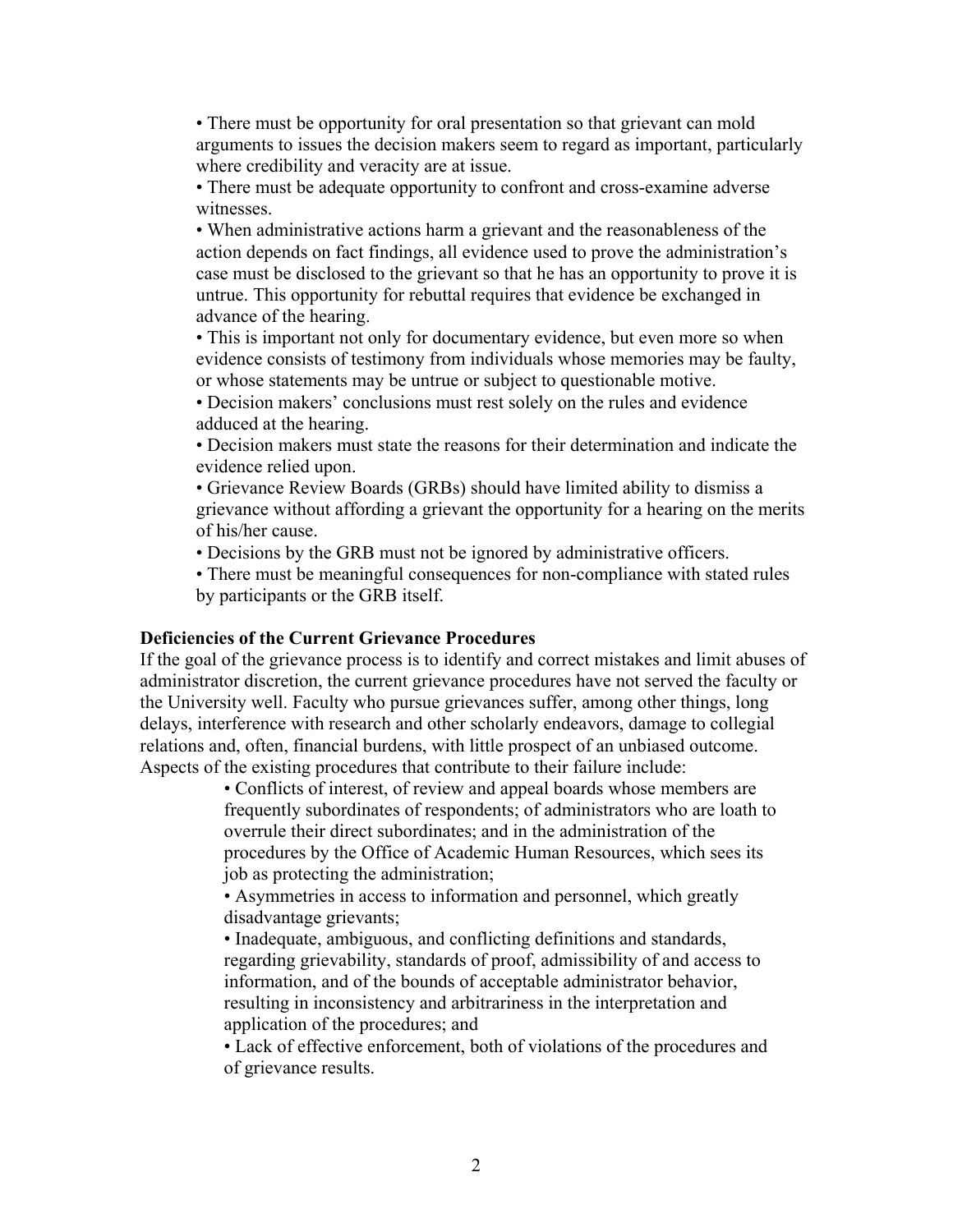- There must be opportunity for oral presentation so that grievant can mold arguments to issues the decision makers seem to regard as important, particularly where credibility and veracity are at issue.
- There must be adequate opportunity to confront and cross-examine adverse witnesses.
- When administrative actions harm a grievant and the reasonableness of the action depends on fact findings, all evidence used to prove the administration's case must be disclosed to the grievant so that he has an opportunity to prove it is untrue. This opportunity for rebuttal requires that evidence be exchanged in advance of the hearing.
- This is important not only for documentary evidence, but even more so when evidence consists of testimony from individuals whose memories may be faulty, or whose statements may be untrue or subject to questionable motive.
- Decision makers' conclusions must rest solely on the rules and evidence adduced at the hearing.
- Decision makers must state the reasons for their determination and indicate the evidence relied upon.
- Grievance Review Boards (GRBs) should have limited ability to dismiss a grievance without affording a grievant the opportunity for a hearing on the merits of his/her cause.
- Decisions by the GRB must not be ignored by administrative officers.
- There must be meaningful consequences for non-compliance with stated rules by participants or the GRB itself.

**Deficiencies of the Current Grievance Procedures**

If the goal of the grievance process is to identify and correct mistakes and limit abuses of administrator discretion, the current grievance procedures have not served the faculty or the University well. Faculty who pursue grievances suffer, among other things, long delays, interference with research and other scholarly endeavors, damage to collegial relations and, often, financial burdens, with little prospect of an unbiased outcome. Aspects of the existing procedures that contribute to their failure include:

- Conflicts of interest, of review and appeal boards whose members are frequently subordinates of respondents; of administrators who are loath to overrule their direct subordinates; and in the administration of the procedures by the Office of Academic Human Resources, which sees its job as protecting the administration;
- Asymmetries in access to information and personnel, which greatly disadvantage grievants;
- Inadequate, ambiguous, and conflicting definitions and standards, regarding grievability, standards of proof, admissibility of and access to information, and of the bounds of acceptable administrator behavior, resulting in inconsistency and arbitrariness in the interpretation and application of the procedures; and
- Lack of effective enforcement, both of violations of the procedures and of grievance results.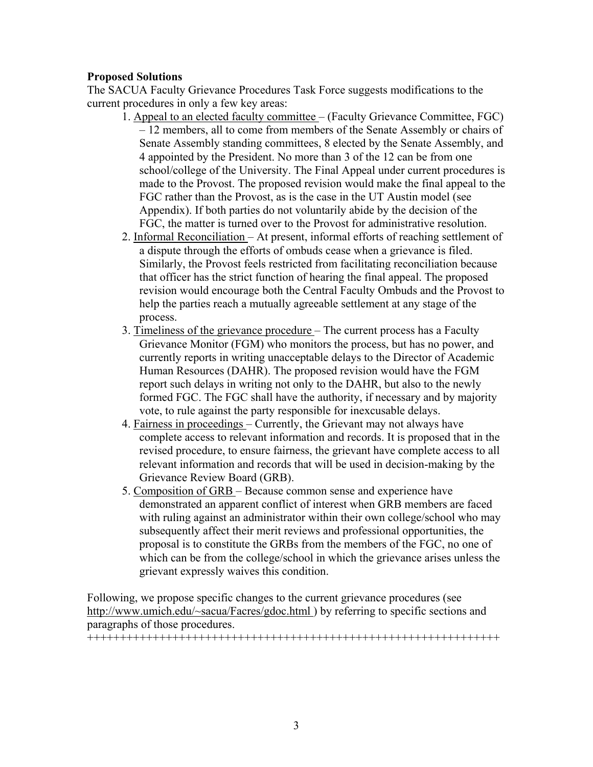**Proposed Solutions**

The SACUA Faculty Grievance Procedures Task Force suggests modifications to the current procedures in only a few key areas:

1. Appeal to an elected faculty committee – (Faculty Grievance Committee, FGC) – 12 members, all to come from members of the Senate Assembly or chairs of Senate Assembly standing committees, 8 elected by the Senate Assembly, and 4 appointed by the President. No more than 3 of the 12 can be from one school/college of the University. The Final Appeal under current procedures is made to the Provost. The proposed revision would make the final appeal to the FGC rather than the Provost, as is the case in the UT Austin model (see Appendix). If both parties do not voluntarily abide by the decision of the FGC, the matter is turned over to the Provost for administrative resolution.
2. Informal Reconciliation – At present, informal efforts of reaching settlement of a dispute through the efforts of ombuds cease when a grievance is filed. Similarly, the Provost feels restricted from facilitating reconciliation because that officer has the strict function of hearing the final appeal. The proposed revision would encourage both the Central Faculty Ombuds and the Provost to help the parties reach a mutually agreeable settlement at any stage of the process.
3. Timeliness of the grievance procedure – The current process has a Faculty Grievance Monitor (FGM) who monitors the process, but has no power, and currently reports in writing unacceptable delays to the Director of Academic Human Resources (DAHR). The proposed revision would have the FGM report such delays in writing not only to the DAHR, but also to the newly formed FGC. The FGC shall have the authority, if necessary and by majority vote, to rule against the party responsible for inexcusable delays.
4. Fairness in proceedings – Currently, the Grievant may not always have complete access to relevant information and records. It is proposed that in the revised procedure, to ensure fairness, the grievant have complete access to all relevant information and records that will be used in decision-making by the Grievance Review Board (GRB).
5. Composition of GRB – Because common sense and experience have demonstrated an apparent conflict of interest when GRB members are faced with ruling against an administrator within their own college/school who may subsequently affect their merit reviews and professional opportunities, the proposal is to constitute the GRBs from the members of the FGC, no one of which can be from the college/school in which the grievance arises unless the grievant expressly waives this condition.

Following, we propose specific changes to the current grievance procedures (see http://www.umich.edu/~sacua/Facres/gdoc.html ) by referring to specific sections and paragraphs of those procedures.

++++++++++++++++++++++++++++++++++++++++++++++++++++++++++++++++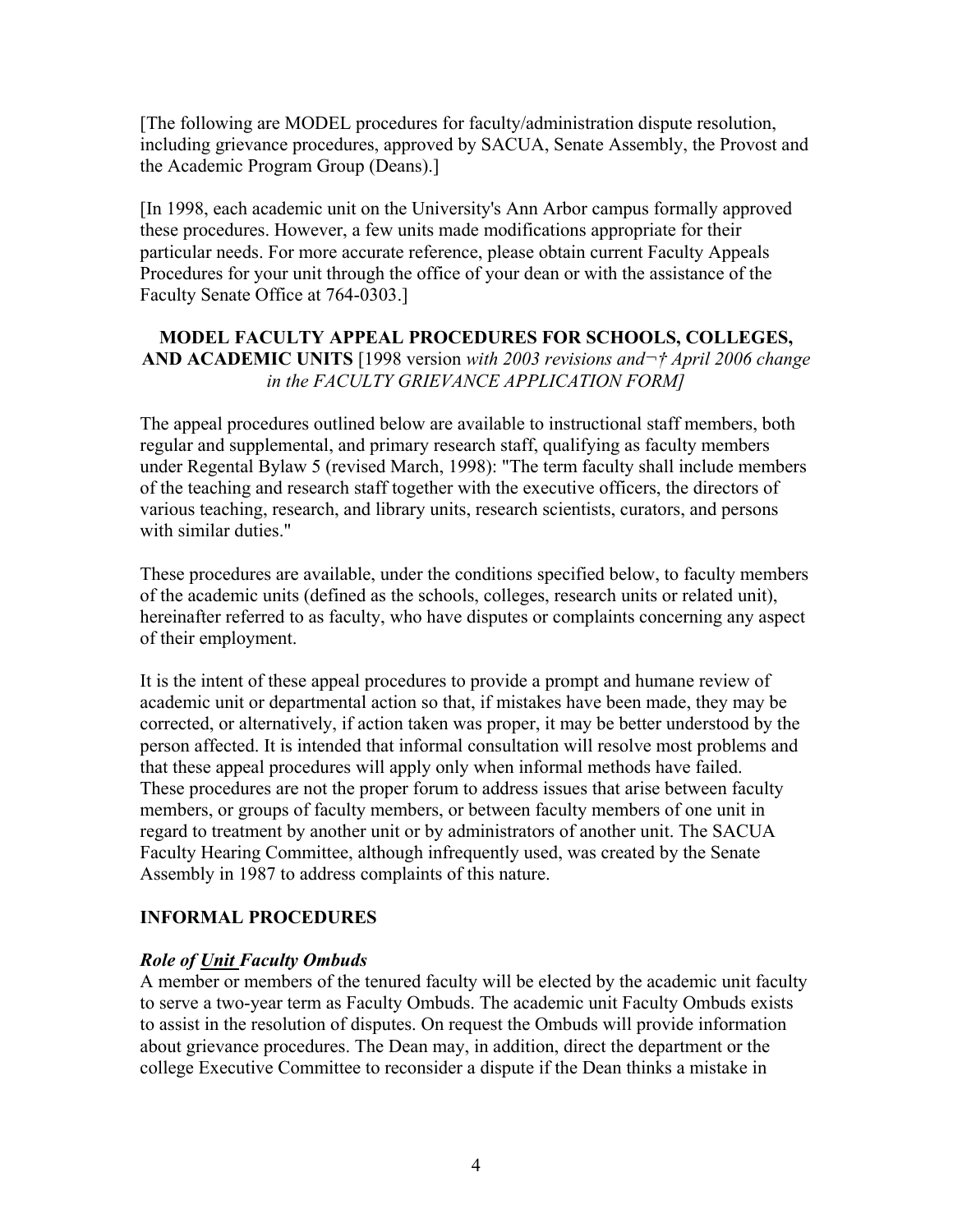[The following are MODEL procedures for faculty/administration dispute resolution, including grievance procedures, approved by SACUA, Senate Assembly, the Provost and the Academic Program Group (Deans).]

[In 1998, each academic unit on the University's Ann Arbor campus formally approved these procedures. However, a few units made modifications appropriate for their particular needs. For more accurate reference, please obtain current Faculty Appeals Procedures for your unit through the office of your dean or with the assistance of the Faculty Senate Office at 764-0303.]

**MODEL FACULTY APPEAL PROCEDURES FOR SCHOOLS, COLLEGES, AND ACADEMIC UNITS** [1998 version *with 2003 revisions and¬† April 2006 change in the FACULTY GRIEVANCE APPLICATION FORM]*

The appeal procedures outlined below are available to instructional staff members, both regular and supplemental, and primary research staff, qualifying as faculty members under Regental Bylaw 5 (revised March, 1998): "The term faculty shall include members of the teaching and research staff together with the executive officers, the directors of various teaching, research, and library units, research scientists, curators, and persons with similar duties."

These procedures are available, under the conditions specified below, to faculty members of the academic units (defined as the schools, colleges, research units or related unit), hereinafter referred to as faculty, who have disputes or complaints concerning any aspect of their employment.

It is the intent of these appeal procedures to provide a prompt and humane review of academic unit or departmental action so that, if mistakes have been made, they may be corrected, or alternatively, if action taken was proper, it may be better understood by the person affected. It is intended that informal consultation will resolve most problems and that these appeal procedures will apply only when informal methods have failed. These procedures are not the proper forum to address issues that arise between faculty members, or groups of faculty members, or between faculty members of one unit in regard to treatment by another unit or by administrators of another unit. The SACUA Faculty Hearing Committee, although infrequently used, was created by the Senate Assembly in 1987 to address complaints of this nature.

## INFORMAL PROCEDURES

### *Role of Unit Faculty Ombuds*

A member or members of the tenured faculty will be elected by the academic unit faculty to serve a two-year term as Faculty Ombuds. The academic unit Faculty Ombuds exists to assist in the resolution of disputes. On request the Ombuds will provide information about grievance procedures. The Dean may, in addition, direct the department or the college Executive Committee to reconsider a dispute if the Dean thinks a mistake in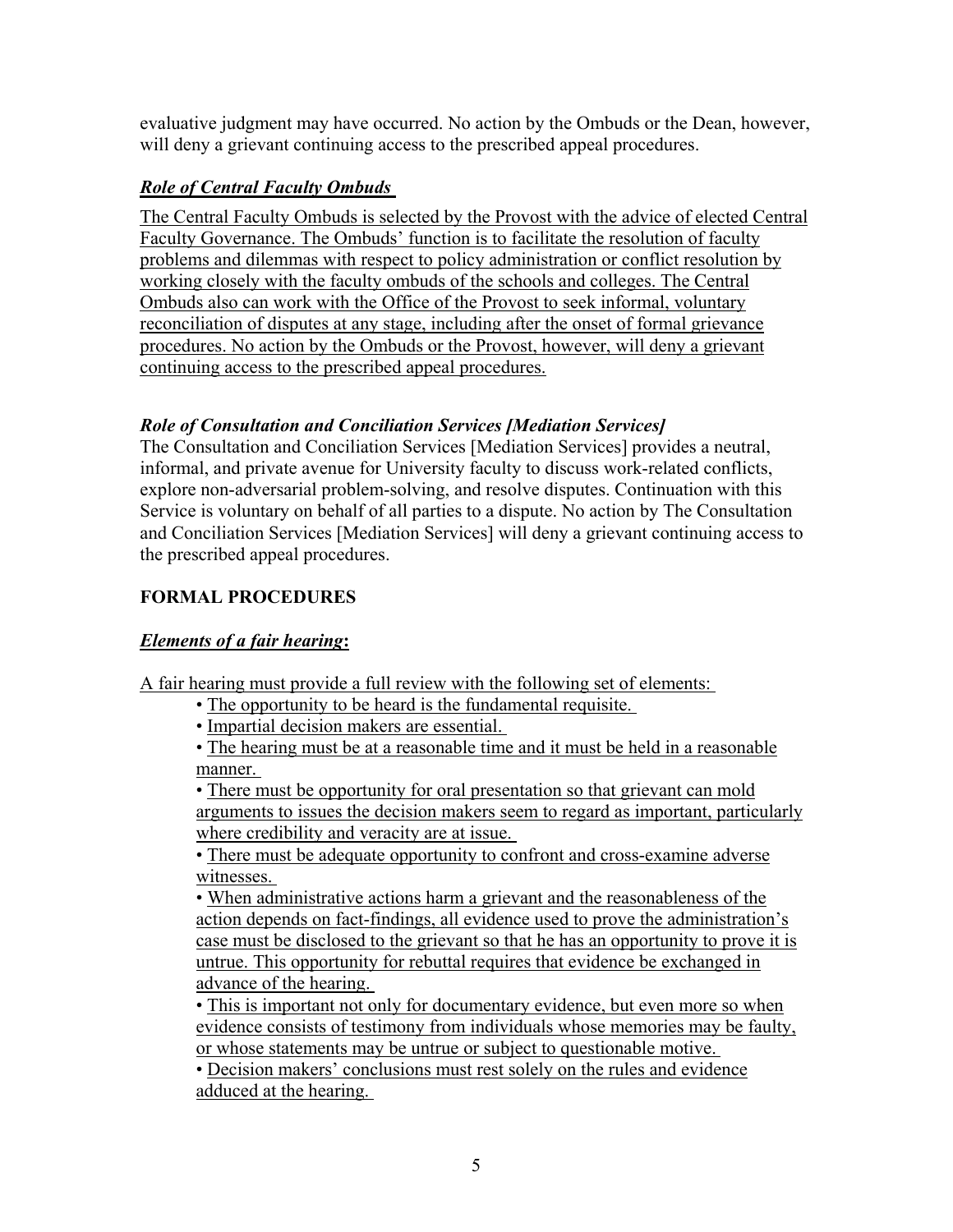evaluative judgment may have occurred. No action by the Ombuds or the Dean, however, will deny a grievant continuing access to the prescribed appeal procedures.

### *Role of Central Faculty Ombuds*

The Central Faculty Ombuds is selected by the Provost with the advice of elected Central Faculty Governance. The Ombuds' function is to facilitate the resolution of faculty problems and dilemmas with respect to policy administration or conflict resolution by working closely with the faculty ombuds of the schools and colleges. The Central Ombuds also can work with the Office of the Provost to seek informal, voluntary reconciliation of disputes at any stage, including after the onset of formal grievance procedures. No action by the Ombuds or the Provost, however, will deny a grievant continuing access to the prescribed appeal procedures.

### *Role of Consultation and Conciliation Services [Mediation Services]*

The Consultation and Conciliation Services [Mediation Services] provides a neutral, informal, and private avenue for University faculty to discuss work-related conflicts, explore non-adversarial problem-solving, and resolve disputes. Continuation with this Service is voluntary on behalf of all parties to a dispute. No action by The Consultation and Conciliation Services [Mediation Services] will deny a grievant continuing access to the prescribed appeal procedures.

## FORMAL PROCEDURES

### *Elements of a fair hearing*:

A fair hearing must provide a full review with the following set of elements:

- The opportunity to be heard is the fundamental requisite.
- Impartial decision makers are essential.
- The hearing must be at a reasonable time and it must be held in a reasonable manner.
- There must be opportunity for oral presentation so that grievant can mold arguments to issues the decision makers seem to regard as important, particularly where credibility and veracity are at issue.
- There must be adequate opportunity to confront and cross-examine adverse witnesses.
- When administrative actions harm a grievant and the reasonableness of the action depends on fact-findings, all evidence used to prove the administration's case must be disclosed to the grievant so that he has an opportunity to prove it is untrue. This opportunity for rebuttal requires that evidence be exchanged in advance of the hearing.
- This is important not only for documentary evidence, but even more so when evidence consists of testimony from individuals whose memories may be faulty, or whose statements may be untrue or subject to questionable motive.
- Decision makers' conclusions must rest solely on the rules and evidence adduced at the hearing.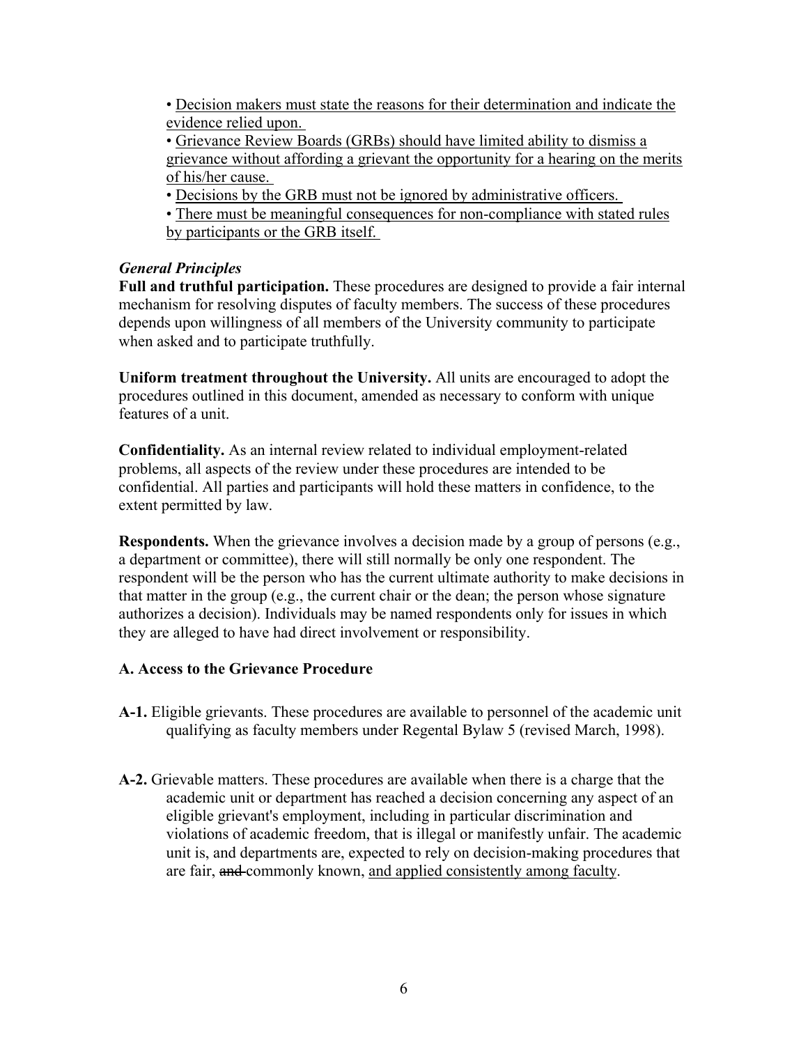- Decision makers must state the reasons for their determination and indicate the evidence relied upon.
- Grievance Review Boards (GRBs) should have limited ability to dismiss a grievance without affording a grievant the opportunity for a hearing on the merits of his/her cause.
- Decisions by the GRB must not be ignored by administrative officers.
- There must be meaningful consequences for non-compliance with stated rules by participants or the GRB itself.

***General Principles***

**Full and truthful participation.** These procedures are designed to provide a fair internal mechanism for resolving disputes of faculty members. The success of these procedures depends upon willingness of all members of the University community to participate when asked and to participate truthfully.

**Uniform treatment throughout the University.** All units are encouraged to adopt the procedures outlined in this document, amended as necessary to conform with unique features of a unit.

**Confidentiality.** As an internal review related to individual employment-related problems, all aspects of the review under these procedures are intended to be confidential. All parties and participants will hold these matters in confidence, to the extent permitted by law.

**Respondents.** When the grievance involves a decision made by a group of persons (e.g., a department or committee), there will still normally be only one respondent. The respondent will be the person who has the current ultimate authority to make decisions in that matter in the group (e.g., the current chair or the dean; the person whose signature authorizes a decision). Individuals may be named respondents only for issues in which they are alleged to have had direct involvement or responsibility.

**A. Access to the Grievance Procedure**

**A-1.** Eligible grievants. These procedures are available to personnel of the academic unit qualifying as faculty members under Regental Bylaw 5 (revised March, 1998).

**A-2.** Grievable matters. These procedures are available when there is a charge that the academic unit or department has reached a decision concerning any aspect of an eligible grievant's employment, including in particular discrimination and violations of academic freedom, that is illegal or manifestly unfair. The academic unit is, and departments are, expected to rely on decision-making procedures that are fair, ~~and~~ commonly known, and applied consistently among faculty.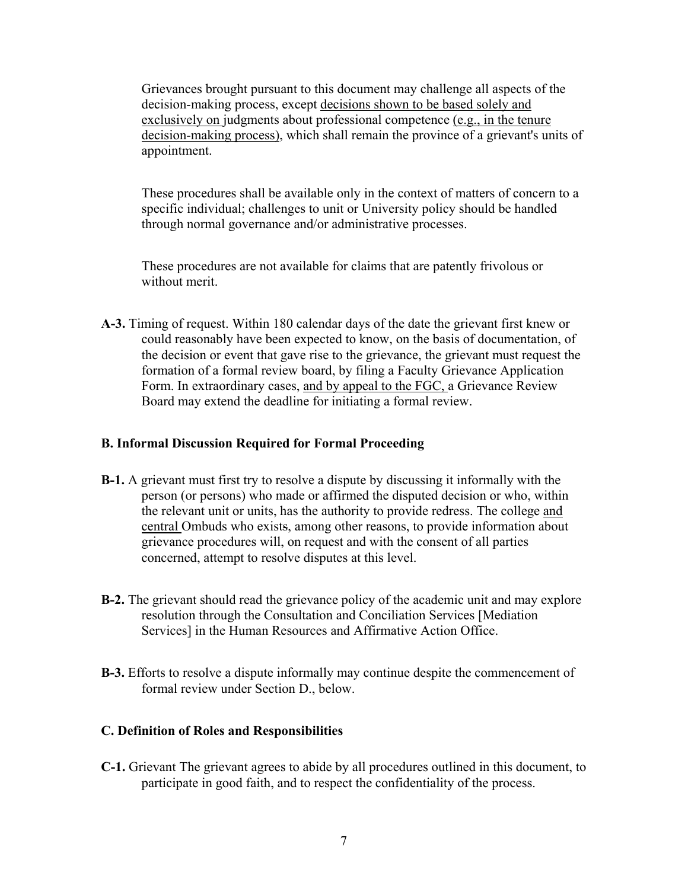Grievances brought pursuant to this document may challenge all aspects of the decision-making process, except decisions shown to be based solely and exclusively on judgments about professional competence (e.g., in the tenure decision-making process), which shall remain the province of a grievant's units of appointment.

These procedures shall be available only in the context of matters of concern to a specific individual; challenges to unit or University policy should be handled through normal governance and/or administrative processes.

These procedures are not available for claims that are patently frivolous or without merit.

**A-3.** Timing of request. Within 180 calendar days of the date the grievant first knew or could reasonably have been expected to know, on the basis of documentation, of the decision or event that gave rise to the grievance, the grievant must request the formation of a formal review board, by filing a Faculty Grievance Application Form. In extraordinary cases, and by appeal to the FGC, a Grievance Review Board may extend the deadline for initiating a formal review.

### B. Informal Discussion Required for Formal Proceeding

**B-1.** A grievant must first try to resolve a dispute by discussing it informally with the person (or persons) who made or affirmed the disputed decision or who, within the relevant unit or units, has the authority to provide redress. The college and central Ombuds who exists, among other reasons, to provide information about grievance procedures will, on request and with the consent of all parties concerned, attempt to resolve disputes at this level.

**B-2.** The grievant should read the grievance policy of the academic unit and may explore resolution through the Consultation and Conciliation Services [Mediation Services] in the Human Resources and Affirmative Action Office.

**B-3.** Efforts to resolve a dispute informally may continue despite the commencement of formal review under Section D., below.

### C. Definition of Roles and Responsibilities

**C-1.** Grievant The grievant agrees to abide by all procedures outlined in this document, to participate in good faith, and to respect the confidentiality of the process.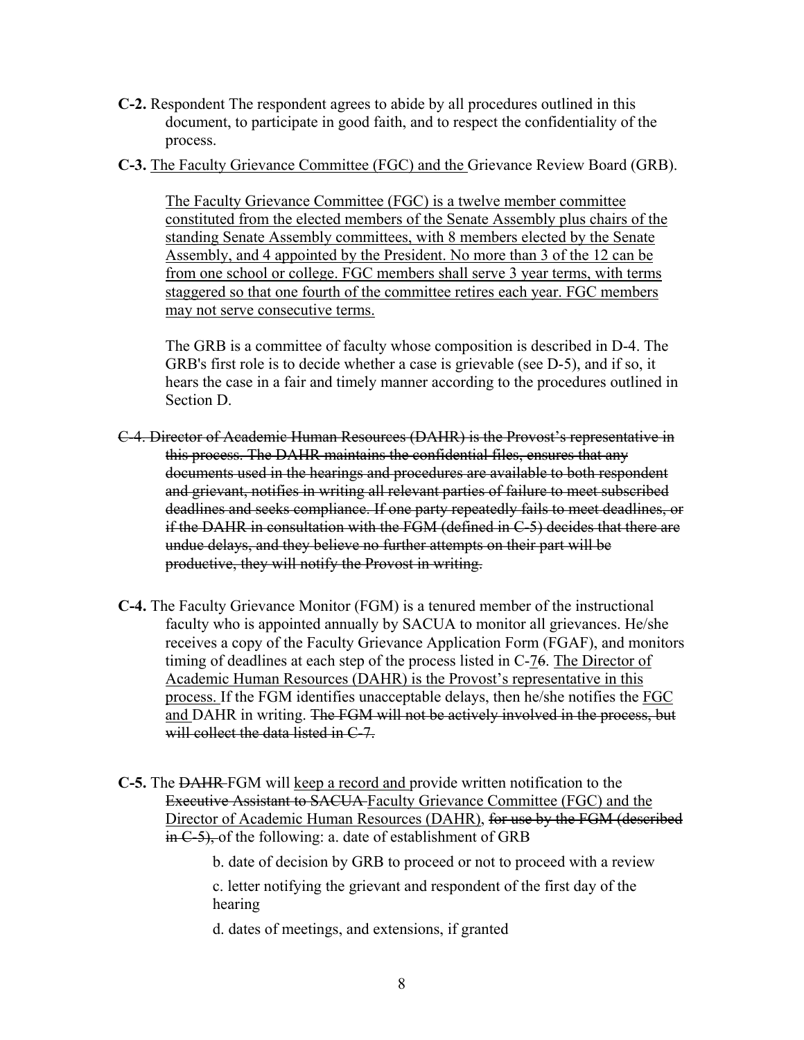**C-2.** Respondent The respondent agrees to abide by all procedures outlined in this document, to participate in good faith, and to respect the confidentiality of the process.

**C-3.** <u>The Faculty Grievance Committee (FGC) and the</u> Grievance Review Board (GRB).

<u>The Faculty Grievance Committee (FGC) is a twelve member committee constituted from the elected members of the Senate Assembly plus chairs of the standing Senate Assembly committees, with 8 members elected by the Senate Assembly, and 4 appointed by the President. No more than 3 of the 12 can be from one school or college. FGC members shall serve 3 year terms, with terms staggered so that one fourth of the committee retires each year. FGC members may not serve consecutive terms.</u>

The GRB is a committee of faculty whose composition is described in D-4. The GRB's first role is to decide whether a case is grievable (see D-5), and if so, it hears the case in a fair and timely manner according to the procedures outlined in Section D.

~~C-4. Director of Academic Human Resources (DAHR) is the Provost's representative in this process. The DAHR maintains the confidential files, ensures that any documents used in the hearings and procedures are available to both respondent and grievant, notifies in writing all relevant parties of failure to meet subscribed deadlines and seeks compliance. If one party repeatedly fails to meet deadlines, or if the DAHR in consultation with the FGM (defined in C-5) decides that there are undue delays, and they believe no further attempts on their part will be productive, they will notify the Provost in writing.~~

**C-4.** The Faculty Grievance Monitor (FGM) is a tenured member of the instructional faculty who is appointed annually by SACUA to monitor all grievances. He/she receives a copy of the Faculty Grievance Application Form (FGAF), and monitors timing of deadlines at each step of the process listed in C-<u>7</u>~~6~~. <u>The Director of Academic Human Resources (DAHR) is the Provost's representative in this process.</u> If the FGM identifies unacceptable delays, then he/she notifies the <u>FGC and</u> DAHR in writing. ~~The FGM will not be actively involved in the process, but will collect the data listed in C-7.~~

**C-5.** The ~~DAHR~~ FGM will <u>keep a record and</u> provide written notification to the ~~Executive Assistant to SACUA~~ <u>Faculty Grievance Committee (FGC) and the Director of Academic Human Resources (DAHR),</u> ~~for use by the FGM (described in C-5),~~ of the following: a. date of establishment of GRB

b. date of decision by GRB to proceed or not to proceed with a review

c. letter notifying the grievant and respondent of the first day of the hearing

d. dates of meetings, and extensions, if granted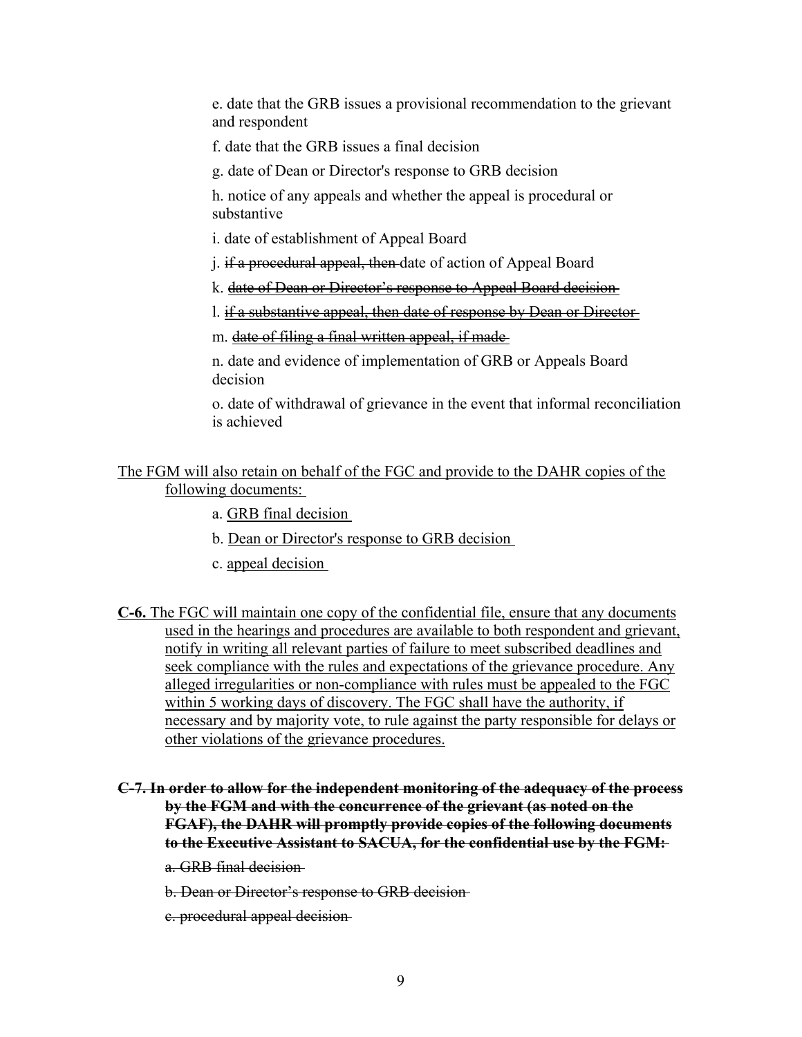e. date that the GRB issues a provisional recommendation to the grievant and respondent

f. date that the GRB issues a final decision

g. date of Dean or Director's response to GRB decision

h. notice of any appeals and whether the appeal is procedural or substantive

i. date of establishment of Appeal Board

j. ~~if a procedural appeal, then~~ date of action of Appeal Board

k. ~~date of Dean or Director's response to Appeal Board decision~~

l. ~~if a substantive appeal, then date of response by Dean or Director~~

m. ~~date of filing a final written appeal, if made~~

n. date and evidence of implementation of GRB or Appeals Board decision

o. date of withdrawal of grievance in the event that informal reconciliation is achieved

<u>The FGM will also retain on behalf of the FGC and provide to the DAHR copies of the following documents:</u>

a. <u>GRB final decision</u>

b. <u>Dean or Director's response to GRB decision</u>

c. <u>appeal decision</u>

**C-6.** The FGC will maintain one copy of the confidential file, <u>ensure that any documents used in the hearings and procedures are available to both respondent and grievant, notify in writing all relevant parties of failure to meet subscribed deadlines and seek compliance with the rules and expectations of the grievance procedure. Any alleged irregularities or non-compliance with rules must be appealed to the FGC within 5 working days of discovery. The FGC shall have the authority, if necessary and by majority vote, to rule against the party responsible for delays or other violations of the grievance procedures.</u>

~~**C-7. In order to allow for the independent monitoring of the adequacy of the process by the FGM and with the concurrence of the grievant (as noted on the FGAF), the DAHR will promptly provide copies of the following documents to the Executive Assistant to SACUA, for the confidential use by the FGM:**~~

~~a. GRB final decision~~

~~b. Dean or Director's response to GRB decision~~

~~c. procedural appeal decision~~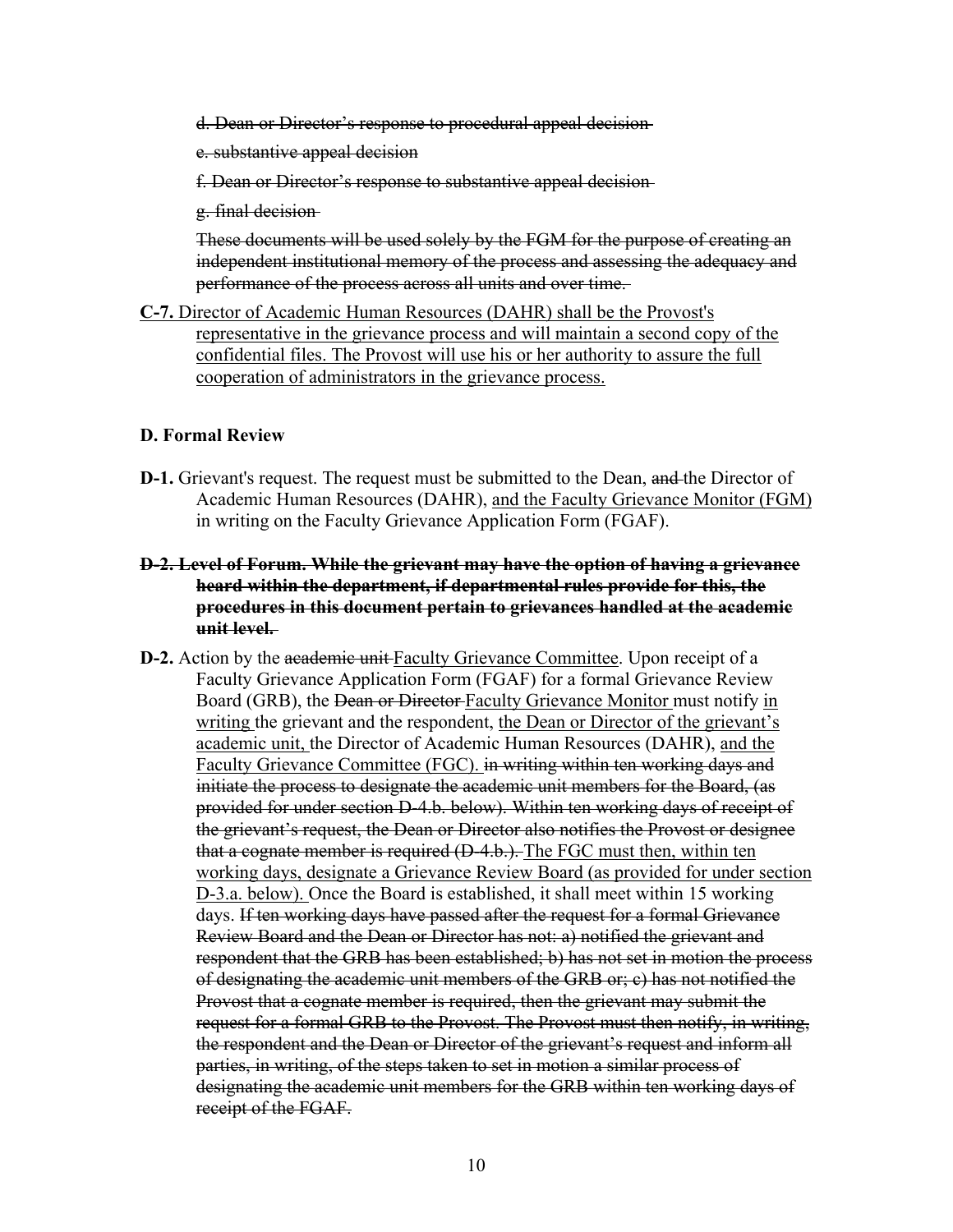~~d. Dean or Director's response to procedural appeal decision~~

~~e. substantive appeal decision~~

~~f. Dean or Director's response to substantive appeal decision~~

~~g. final decision~~

~~These documents will be used solely by the FGM for the purpose of creating an independent institutional memory of the process and assessing the adequacy and performance of the process across all units and over time.~~

<u>**C-7.** Director of Academic Human Resources (DAHR) shall be the Provost's representative in the grievance process and will maintain a second copy of the confidential files. The Provost will use his or her authority to assure the full cooperation of administrators in the grievance process.</u>

### D. Formal Review

**D-1.** Grievant's request. The request must be submitted to the Dean, ~~and~~ the Director of Academic Human Resources (DAHR), <u>and the Faculty Grievance Monitor (FGM)</u> in writing on the Faculty Grievance Application Form (FGAF).

~~**D-2. Level of Forum. While the grievant may have the option of having a grievance heard within the department, if departmental rules provide for this, the procedures in this document pertain to grievances handled at the academic unit level.**~~

**D-2.** Action by the ~~academic unit~~ <u>Faculty Grievance Committee</u>. Upon receipt of a Faculty Grievance Application Form (FGAF) for a formal Grievance Review Board (GRB), the ~~Dean or Director~~ <u>Faculty Grievance Monitor</u> must notify <u>in writing</u> the grievant and the respondent, <u>the Dean or Director of the grievant's academic unit,</u> the Director of Academic Human Resources (DAHR), <u>and the Faculty Grievance Committee (FGC).</u> ~~in writing within ten working days and initiate the process to designate the academic unit members for the Board, (as provided for under section D-4.b. below). Within ten working days of receipt of the grievant's request, the Dean or Director also notifies the Provost or designee that a cognate member is required (D-4.b.).~~ <u>The FGC must then, within ten working days, designate a Grievance Review Board (as provided for under section D-3.a. below).</u> Once the Board is established, it shall meet within 15 working days. ~~If ten working days have passed after the request for a formal Grievance Review Board and the Dean or Director has not: a) notified the grievant and respondent that the GRB has been established; b) has not set in motion the process of designating the academic unit members of the GRB or; c) has not notified the Provost that a cognate member is required, then the grievant may submit the request for a formal GRB to the Provost. The Provost must then notify, in writing, the respondent and the Dean or Director of the grievant's request and inform all parties, in writing, of the steps taken to set in motion a similar process of designating the academic unit members for the GRB within ten working days of receipt of the FGAF.~~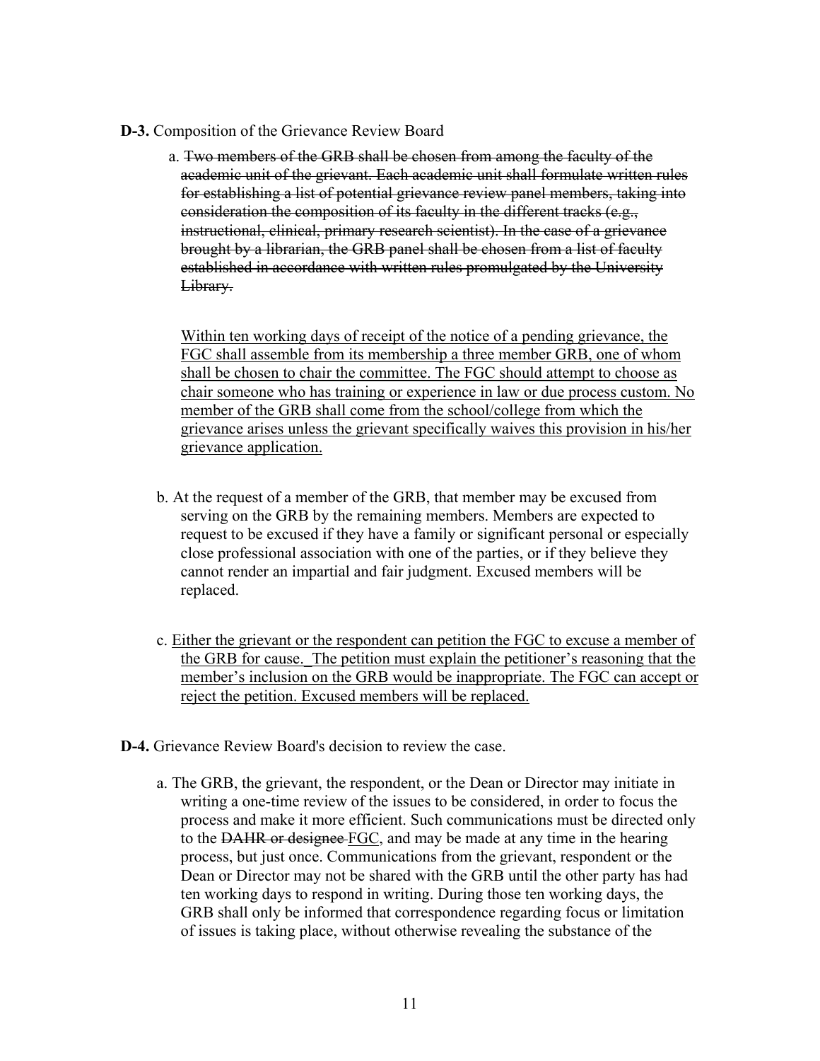**D-3.** Composition of the Grievance Review Board

a. ~~Two members of the GRB shall be chosen from among the faculty of the academic unit of the grievant. Each academic unit shall formulate written rules for establishing a list of potential grievance review panel members, taking into consideration the composition of its faculty in the different tracks (e.g., instructional, clinical, primary research scientist). In the case of a grievance brought by a librarian, the GRB panel shall be chosen from a list of faculty established in accordance with written rules promulgated by the University Library.~~

<u>Within ten working days of receipt of the notice of a pending grievance, the FGC shall assemble from its membership a three member GRB, one of whom shall be chosen to chair the committee. The FGC should attempt to choose as chair someone who has training or experience in law or due process custom. No member of the GRB shall come from the school/college from which the grievance arises unless the grievant specifically waives this provision in his/her grievance application.</u>

b. At the request of a member of the GRB, that member may be excused from serving on the GRB by the remaining members. Members are expected to request to be excused if they have a family or significant personal or especially close professional association with one of the parties, or if they believe they cannot render an impartial and fair judgment. Excused members will be replaced.

c. <u>Either the grievant or the respondent can petition the FGC to excuse a member of the GRB for cause. The petition must explain the petitioner's reasoning that the member's inclusion on the GRB would be inappropriate. The FGC can accept or reject the petition. Excused members will be replaced.</u>

**D-4.** Grievance Review Board's decision to review the case.

a. The GRB, the grievant, the respondent, or the Dean or Director may initiate in writing a one-time review of the issues to be considered, in order to focus the process and make it more efficient. Such communications must be directed only to the ~~DAHR or designee~~ <u>FGC</u>, and may be made at any time in the hearing process, but just once. Communications from the grievant, respondent or the Dean or Director may not be shared with the GRB until the other party has had ten working days to respond in writing. During those ten working days, the GRB shall only be informed that correspondence regarding focus or limitation of issues is taking place, without otherwise revealing the substance of the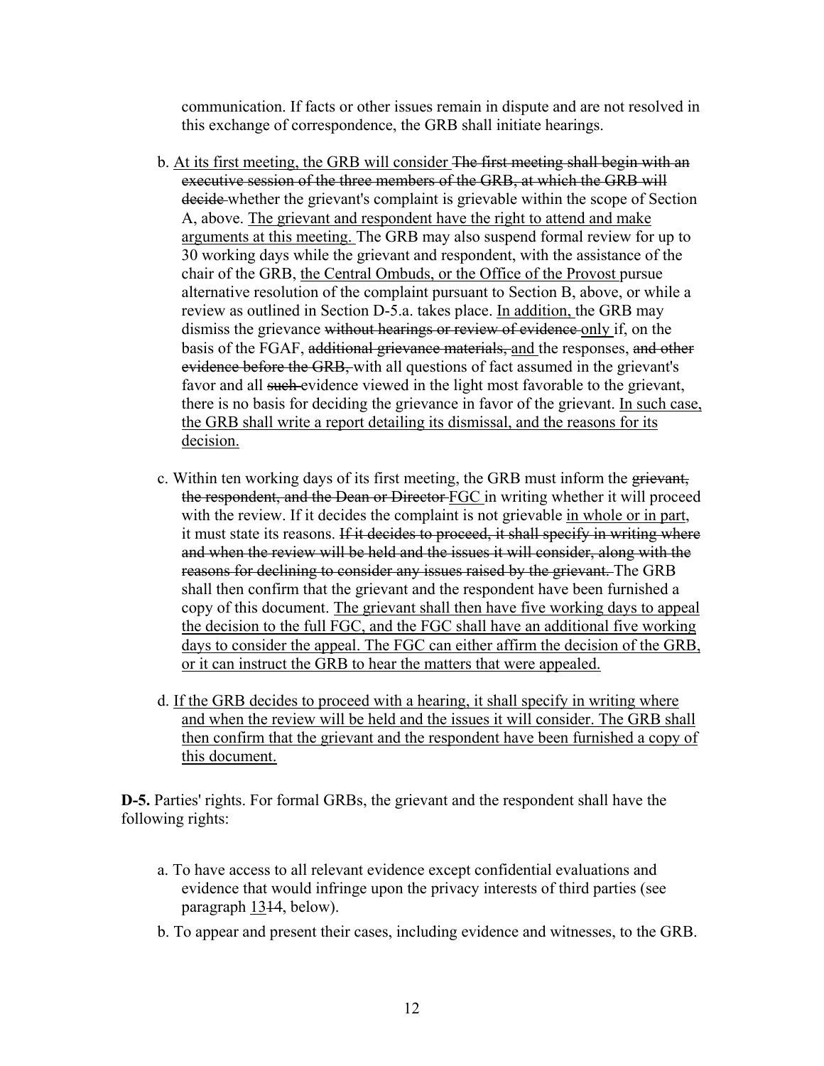communication. If facts or other issues remain in dispute and are not resolved in this exchange of correspondence, the GRB shall initiate hearings.

b. <u>At its first meeting, the GRB will consider</u> ~~The first meeting shall begin with an executive session of the three members of the GRB, at which the GRB will decide~~ whether the grievant's complaint is grievable within the scope of Section A, above. <u>The grievant and respondent have the right to attend and make arguments at this meeting.</u> The GRB may also suspend formal review for up to 30 working days while the grievant and respondent, with the assistance of the chair of the GRB, <u>the Central Ombuds, or the Office of the Provost</u> pursue alternative resolution of the complaint pursuant to Section B, above, or while a review as outlined in Section D-5.a. takes place. <u>In addition,</u> the GRB may dismiss the grievance ~~without hearings or review of evidence~~ <u>only</u> if, on the basis of the FGAF, ~~additional grievance materials,~~ <u>and</u> the responses, ~~and other evidence before the GRB,~~ with all questions of fact assumed in the grievant's favor and all ~~such~~ evidence viewed in the light most favorable to the grievant, there is no basis for deciding the grievance in favor of the grievant. <u>In such case, the GRB shall write a report detailing its dismissal, and the reasons for its decision.</u>

c. Within ten working days of its first meeting, the GRB must inform the ~~grievant, the respondent, and the Dean or Director~~ <u>FGC</u> in writing whether it will proceed with the review. If it decides the complaint is not grievable <u>in whole or in part</u>, it must state its reasons. ~~If it decides to proceed, it shall specify in writing where and when the review will be held and the issues it will consider, along with the reasons for declining to consider any issues raised by the grievant.~~ The GRB shall then confirm that the grievant and the respondent have been furnished a copy of this document. <u>The grievant shall then have five working days to appeal the decision to the full FGC, and the FGC shall have an additional five working days to consider the appeal. The FGC can either affirm the decision of the GRB, or it can instruct the GRB to hear the matters that were appealed.</u>

d. <u>If the GRB decides to proceed with a hearing, it shall specify in writing where and when the review will be held and the issues it will consider. The GRB shall then confirm that the grievant and the respondent have been furnished a copy of this document.</u>

**D-5.** Parties' rights. For formal GRBs, the grievant and the respondent shall have the following rights:

a. To have access to all relevant evidence except confidential evaluations and evidence that would infringe upon the privacy interests of third parties (see paragraph <u>13</u>~~14~~, below).

b. To appear and present their cases, including evidence and witnesses, to the GRB.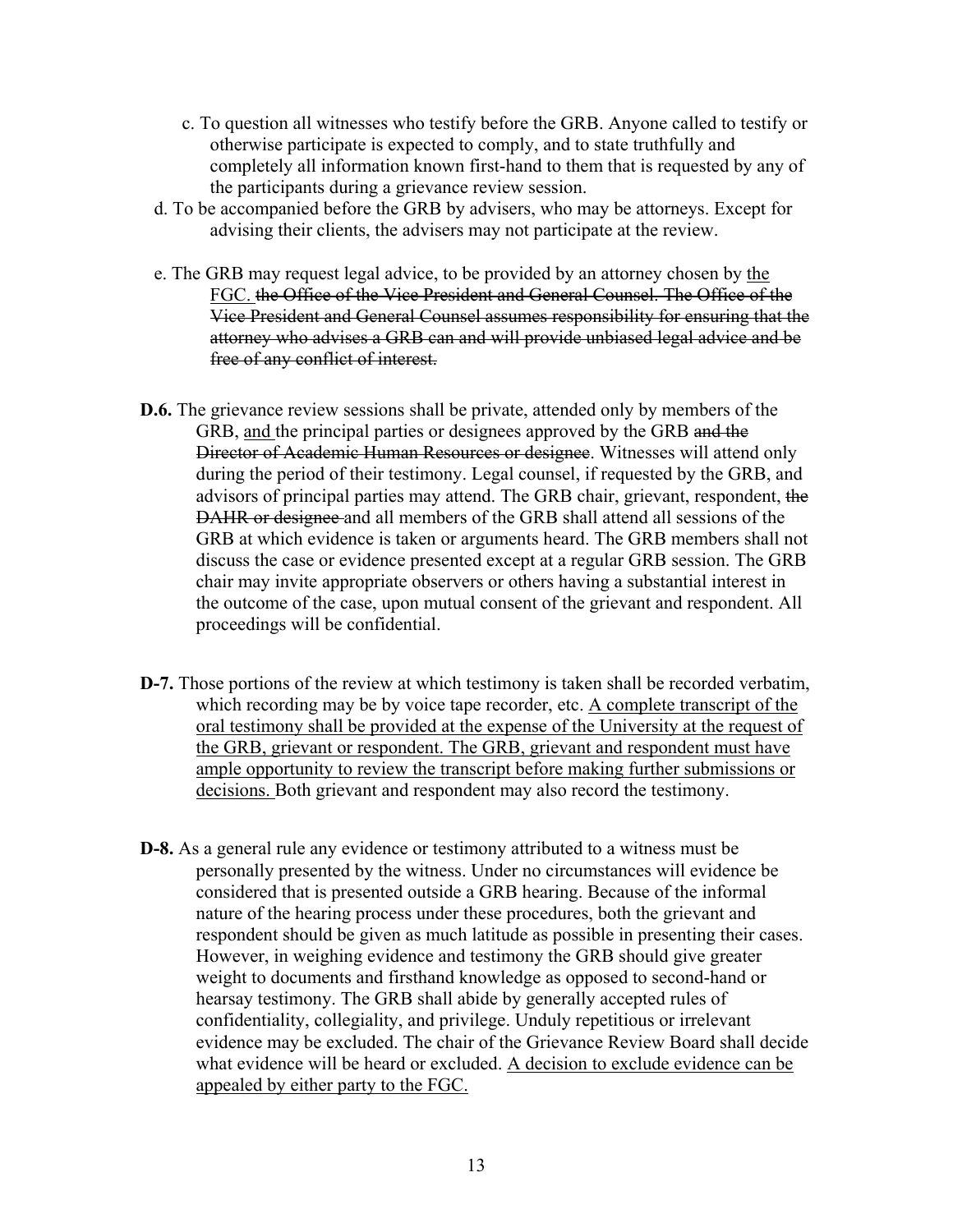c. To question all witnesses who testify before the GRB. Anyone called to testify or otherwise participate is expected to comply, and to state truthfully and completely all information known first-hand to them that is requested by any of the participants during a grievance review session.

d. To be accompanied before the GRB by advisers, who may be attorneys. Except for advising their clients, the advisers may not participate at the review.

e. The GRB may request legal advice, to be provided by an attorney chosen by <u>the FGC.</u> ~~the Office of the Vice President and General Counsel. The Office of the Vice President and General Counsel assumes responsibility for ensuring that the attorney who advises a GRB can and will provide unbiased legal advice and be free of any conflict of interest.~~

**D.6.** The grievance review sessions shall be private, attended only by members of the GRB, <u>and</u> the principal parties or designees approved by the GRB ~~and the Director of Academic Human Resources or designee~~. Witnesses will attend only during the period of their testimony. Legal counsel, if requested by the GRB, and advisors of principal parties may attend. The GRB chair, grievant, respondent, ~~the DAHR or designee~~ and all members of the GRB shall attend all sessions of the GRB at which evidence is taken or arguments heard. The GRB members shall not discuss the case or evidence presented except at a regular GRB session. The GRB chair may invite appropriate observers or others having a substantial interest in the outcome of the case, upon mutual consent of the grievant and respondent. All proceedings will be confidential.

**D-7.** Those portions of the review at which testimony is taken shall be recorded verbatim, which recording may be by voice tape recorder, etc. <u>A complete transcript of the oral testimony shall be provided at the expense of the University at the request of the GRB, grievant or respondent. The GRB, grievant and respondent must have ample opportunity to review the transcript before making further submissions or decisions.</u> Both grievant and respondent may also record the testimony.

**D-8.** As a general rule any evidence or testimony attributed to a witness must be personally presented by the witness. Under no circumstances will evidence be considered that is presented outside a GRB hearing. Because of the informal nature of the hearing process under these procedures, both the grievant and respondent should be given as much latitude as possible in presenting their cases. However, in weighing evidence and testimony the GRB should give greater weight to documents and firsthand knowledge as opposed to second-hand or hearsay testimony. The GRB shall abide by generally accepted rules of confidentiality, collegiality, and privilege. Unduly repetitious or irrelevant evidence may be excluded. The chair of the Grievance Review Board shall decide what evidence will be heard or excluded. <u>A decision to exclude evidence can be appealed by either party to the FGC.</u>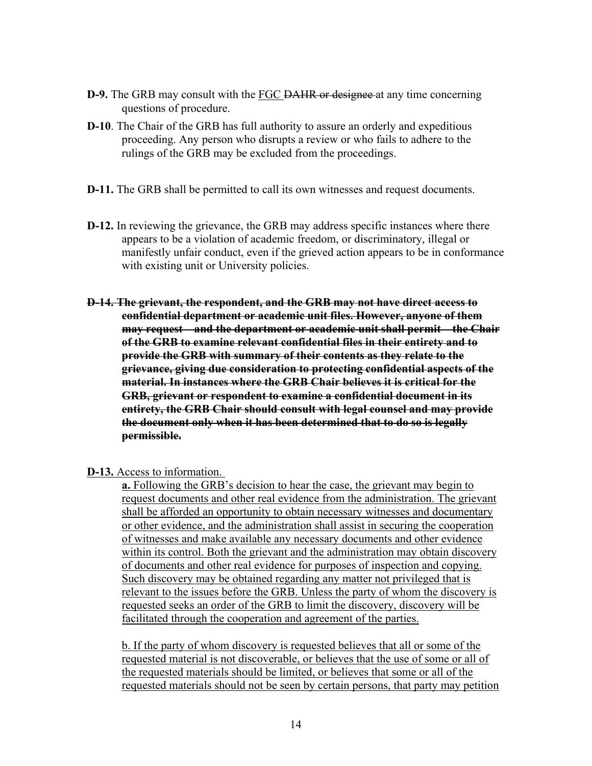**D-9.** The GRB may consult with the <u>FGC</u> ~~DAHR or designee~~ at any time concerning questions of procedure.

**D-10**. The Chair of the GRB has full authority to assure an orderly and expeditious proceeding. Any person who disrupts a review or who fails to adhere to the rulings of the GRB may be excluded from the proceedings.

**D-11.** The GRB shall be permitted to call its own witnesses and request documents.

**D-12.** In reviewing the grievance, the GRB may address specific instances where there appears to be a violation of academic freedom, or discriminatory, illegal or manifestly unfair conduct, even if the grieved action appears to be in conformance with existing unit or University policies.

~~**D-14. The grievant, the respondent, and the GRB may not have direct access to confidential department or academic unit files. However, anyone of them may request – and the department or academic unit shall permit – the Chair of the GRB to examine relevant confidential files in their entirety and to provide the GRB with summary of their contents as they relate to the grievance, giving due consideration to protecting confidential aspects of the material. In instances where the GRB Chair believes it is critical for the GRB, grievant or respondent to examine a confidential document in its entirety, the GRB Chair should consult with legal counsel and may provide the document only when it has been determined that to do so is legally permissible.**~~

<u>**D-13.** Access to information.</u>

<u>**a.** Following the GRB's decision to hear the case, the grievant may begin to request documents and other real evidence from the administration. The grievant shall be afforded an opportunity to obtain necessary witnesses and documentary or other evidence, and the administration shall assist in securing the cooperation of witnesses and make available any necessary documents and other evidence within its control. Both the grievant and the administration may obtain discovery of documents and other real evidence for purposes of inspection and copying. Such discovery may be obtained regarding any matter not privileged that is relevant to the issues before the GRB. Unless the party of whom the discovery is requested seeks an order of the GRB to limit the discovery, discovery will be facilitated through the cooperation and agreement of the parties.</u>

<u>b. If the party of whom discovery is requested believes that all or some of the requested material is not discoverable, or believes that the use of some or all of the requested materials should be limited, or believes that some or all of the requested materials should not be seen by certain persons, that party may petition</u>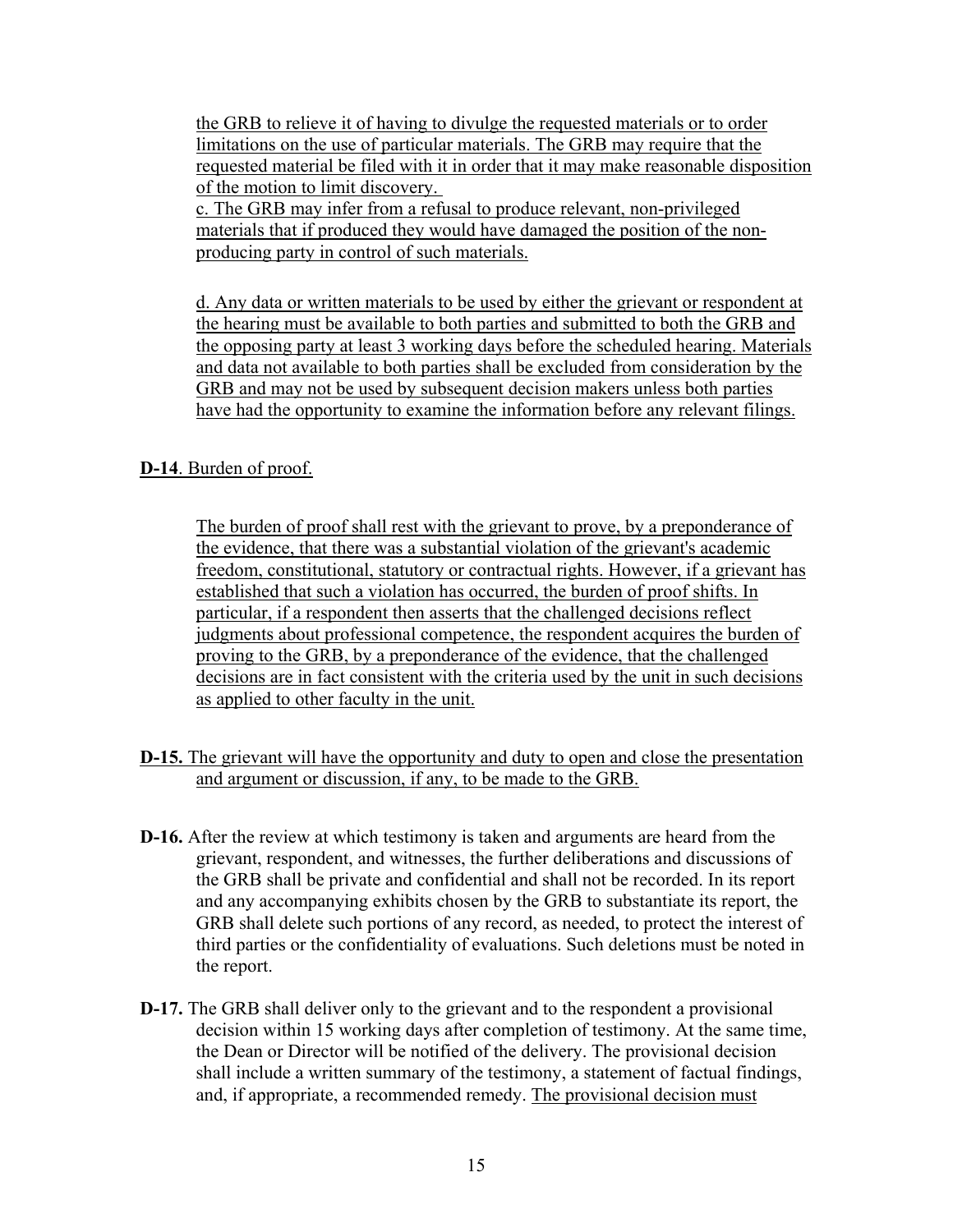the GRB to relieve it of having to divulge the requested materials or to order limitations on the use of particular materials. The GRB may require that the requested material be filed with it in order that it may make reasonable disposition of the motion to limit discovery.

c. The GRB may infer from a refusal to produce relevant, non-privileged materials that if produced they would have damaged the position of the non-producing party in control of such materials.

d. Any data or written materials to be used by either the grievant or respondent at the hearing must be available to both parties and submitted to both the GRB and the opposing party at least 3 working days before the scheduled hearing. Materials and data not available to both parties shall be excluded from consideration by the GRB and may not be used by subsequent decision makers unless both parties have had the opportunity to examine the information before any relevant filings.

**D-14**. Burden of proof.

The burden of proof shall rest with the grievant to prove, by a preponderance of the evidence, that there was a substantial violation of the grievant's academic freedom, constitutional, statutory or contractual rights. However, if a grievant has established that such a violation has occurred, the burden of proof shifts. In particular, if a respondent then asserts that the challenged decisions reflect judgments about professional competence, the respondent acquires the burden of proving to the GRB, by a preponderance of the evidence, that the challenged decisions are in fact consistent with the criteria used by the unit in such decisions as applied to other faculty in the unit.

**D-15.** The grievant will have the opportunity and duty to open and close the presentation and argument or discussion, if any, to be made to the GRB.

**D-16.** After the review at which testimony is taken and arguments are heard from the grievant, respondent, and witnesses, the further deliberations and discussions of the GRB shall be private and confidential and shall not be recorded. In its report and any accompanying exhibits chosen by the GRB to substantiate its report, the GRB shall delete such portions of any record, as needed, to protect the interest of third parties or the confidentiality of evaluations. Such deletions must be noted in the report.

**D-17.** The GRB shall deliver only to the grievant and to the respondent a provisional decision within 15 working days after completion of testimony. At the same time, the Dean or Director will be notified of the delivery. The provisional decision shall include a written summary of the testimony, a statement of factual findings, and, if appropriate, a recommended remedy. The provisional decision must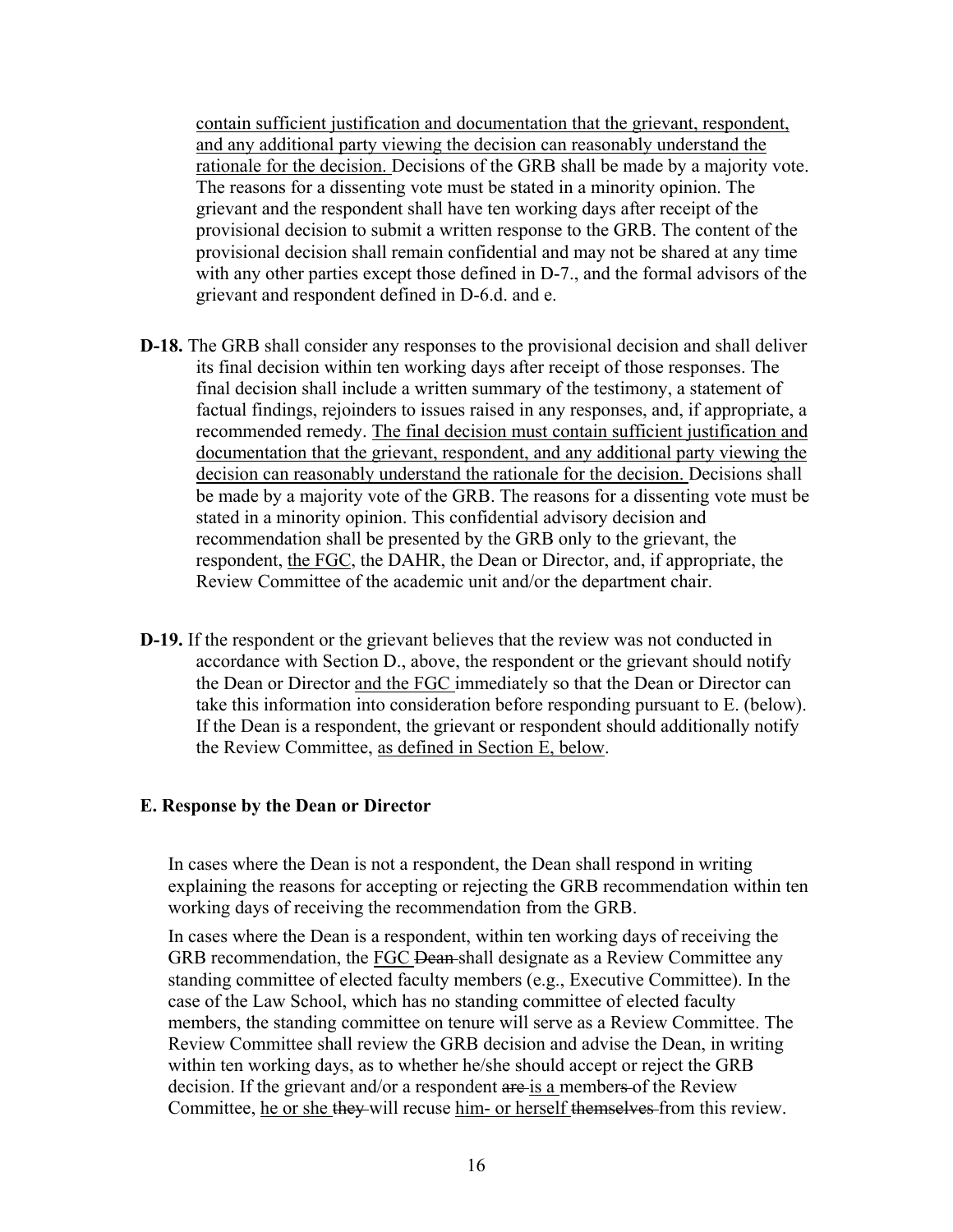contain sufficient justification and documentation that the grievant, respondent, and any additional party viewing the decision can reasonably understand the rationale for the decision. Decisions of the GRB shall be made by a majority vote. The reasons for a dissenting vote must be stated in a minority opinion. The grievant and the respondent shall have ten working days after receipt of the provisional decision to submit a written response to the GRB. The content of the provisional decision shall remain confidential and may not be shared at any time with any other parties except those defined in D-7., and the formal advisors of the grievant and respondent defined in D-6.d. and e.

**D-18.** The GRB shall consider any responses to the provisional decision and shall deliver its final decision within ten working days after receipt of those responses. The final decision shall include a written summary of the testimony, a statement of factual findings, rejoinders to issues raised in any responses, and, if appropriate, a recommended remedy. The final decision must contain sufficient justification and documentation that the grievant, respondent, and any additional party viewing the decision can reasonably understand the rationale for the decision. Decisions shall be made by a majority vote of the GRB. The reasons for a dissenting vote must be stated in a minority opinion. This confidential advisory decision and recommendation shall be presented by the GRB only to the grievant, the respondent, the FGC, the DAHR, the Dean or Director, and, if appropriate, the Review Committee of the academic unit and/or the department chair.

**D-19.** If the respondent or the grievant believes that the review was not conducted in accordance with Section D., above, the respondent or the grievant should notify the Dean or Director and the FGC immediately so that the Dean or Director can take this information into consideration before responding pursuant to E. (below). If the Dean is a respondent, the grievant or respondent should additionally notify the Review Committee, as defined in Section E, below.

**E. Response by the Dean or Director**

In cases where the Dean is not a respondent, the Dean shall respond in writing explaining the reasons for accepting or rejecting the GRB recommendation within ten working days of receiving the recommendation from the GRB.

In cases where the Dean is a respondent, within ten working days of receiving the GRB recommendation, the FGC ~~Dean~~ shall designate as a Review Committee any standing committee of elected faculty members (e.g., Executive Committee). In the case of the Law School, which has no standing committee of elected faculty members, the standing committee on tenure will serve as a Review Committee. The Review Committee shall review the GRB decision and advise the Dean, in writing within ten working days, as to whether he/she should accept or reject the GRB decision. If the grievant and/or a respondent ~~are~~ is a member~~s~~ of the Review Committee, he or she ~~they~~ will recuse him- or herself ~~themselves~~ from this review.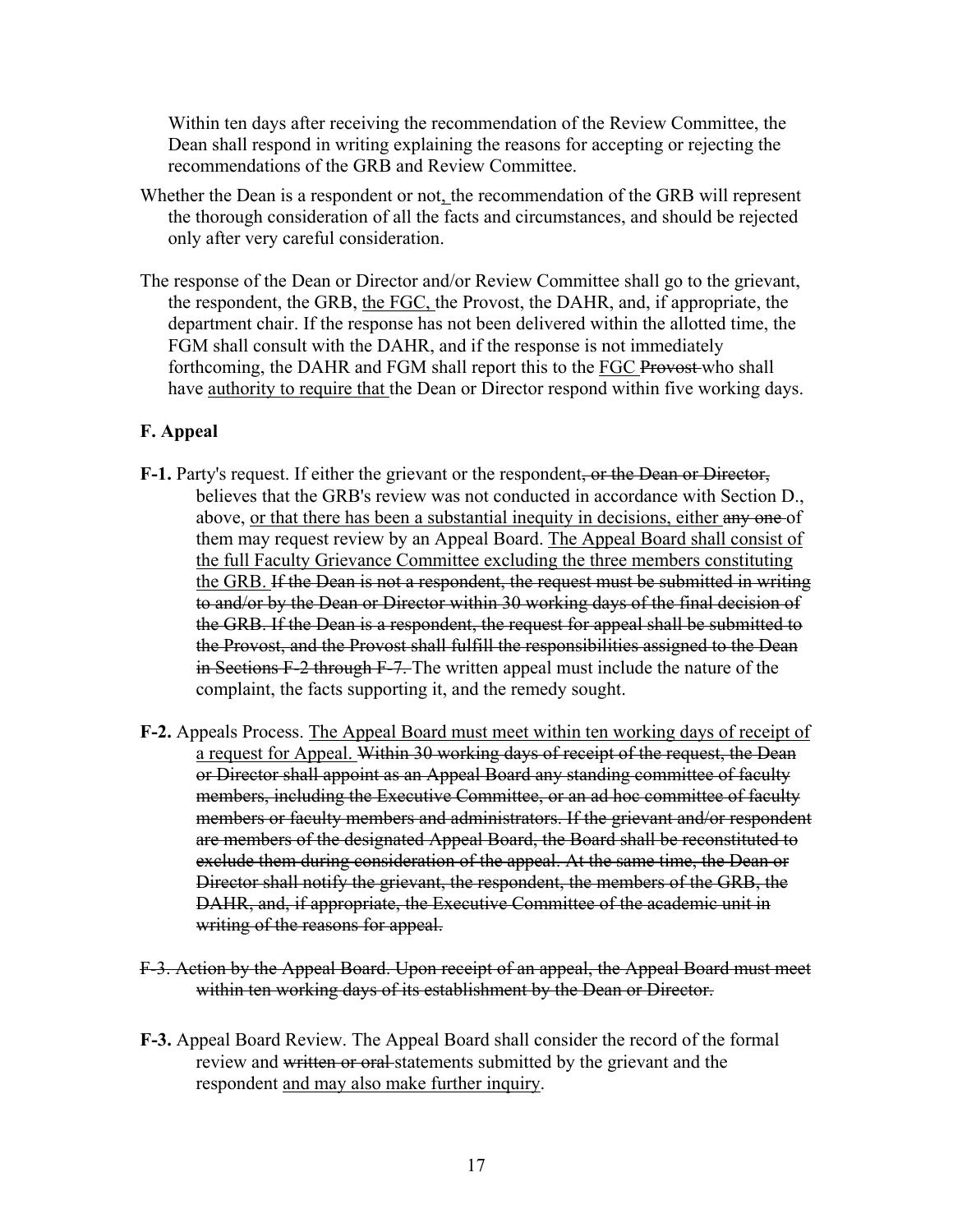Within ten days after receiving the recommendation of the Review Committee, the Dean shall respond in writing explaining the reasons for accepting or rejecting the recommendations of the GRB and Review Committee.

Whether the Dean is a respondent or not<u>,</u> the recommendation of the GRB will represent the thorough consideration of all the facts and circumstances, and should be rejected only after very careful consideration.

The response of the Dean or Director and/or Review Committee shall go to the grievant, the respondent, the GRB, <u>the FGC,</u> the Provost, the DAHR, and, if appropriate, the department chair. If the response has not been delivered within the allotted time, the FGM shall consult with the DAHR, and if the response is not immediately forthcoming, the DAHR and FGM shall report this to the <u>FGC</u> ~~Provost~~ who shall have <u>authority to require that</u> the Dean or Director respond within five working days.

### F. Appeal

**F-1.** Party's request. If either the grievant or the respondent~~, or the Dean or Director,~~ believes that the GRB's review was not conducted in accordance with Section D., above, <u>or that there has been a substantial inequity in decisions, either</u> ~~any one~~ of them may request review by an Appeal Board. <u>The Appeal Board shall consist of the full Faculty Grievance Committee excluding the three members constituting the GRB.</u> ~~If the Dean is not a respondent, the request must be submitted in writing to and/or by the Dean or Director within 30 working days of the final decision of the GRB. If the Dean is a respondent, the request for appeal shall be submitted to the Provost, and the Provost shall fulfill the responsibilities assigned to the Dean in Sections F-2 through F-7.~~ The written appeal must include the nature of the complaint, the facts supporting it, and the remedy sought.

**F-2.** Appeals Process. <u>The Appeal Board must meet within ten working days of receipt of a request for Appeal.</u> ~~Within 30 working days of receipt of the request, the Dean or Director shall appoint as an Appeal Board any standing committee of faculty members, including the Executive Committee, or an ad hoc committee of faculty members or faculty members and administrators. If the grievant and/or respondent are members of the designated Appeal Board, the Board shall be reconstituted to exclude them during consideration of the appeal. At the same time, the Dean or Director shall notify the grievant, the respondent, the members of the GRB, the DAHR, and, if appropriate, the Executive Committee of the academic unit in writing of the reasons for appeal.~~

~~F-3. Action by the Appeal Board. Upon receipt of an appeal, the Appeal Board must meet within ten working days of its establishment by the Dean or Director.~~

**F-3.** Appeal Board Review. The Appeal Board shall consider the record of the formal review and ~~written or oral~~ statements submitted by the grievant and the respondent <u>and may also make further inquiry</u>.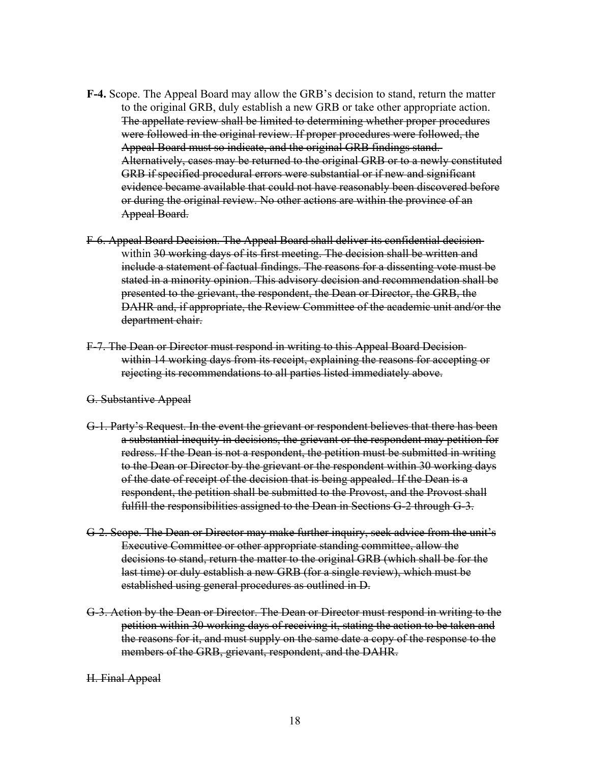**F-4.** Scope. The Appeal Board may allow the GRB's decision to stand, return the matter to the original GRB, duly establish a new GRB or take other appropriate action. ~~The appellate review shall be limited to determining whether proper procedures were followed in the original review. If proper procedures were followed, the Appeal Board must so indicate, and the original GRB findings stand. Alternatively, cases may be returned to the original GRB or to a newly constituted GRB if specified procedural errors were substantial or if new and significant evidence became available that could not have reasonably been discovered before or during the original review. No other actions are within the province of an Appeal Board.~~

~~F-6. Appeal Board Decision. The Appeal Board shall deliver its confidential decision~~ within ~~30 working days of its first meeting. The decision shall be written and include a statement of factual findings. The reasons for a dissenting vote must be stated in a minority opinion. This advisory decision and recommendation shall be presented to the grievant, the respondent, the Dean or Director, the GRB, the DAHR and, if appropriate, the Review Committee of the academic unit and/or the department chair.~~

~~F-7. The Dean or Director must respond in writing to this Appeal Board Decision within 14 working days from its receipt, explaining the reasons for accepting or rejecting its recommendations to all parties listed immediately above.~~

~~G. Substantive Appeal~~

~~G-1. Party's Request. In the event the grievant or respondent believes that there has been a substantial inequity in decisions, the grievant or the respondent may petition for redress. If the Dean is not a respondent, the petition must be submitted in writing to the Dean or Director by the grievant or the respondent within 30 working days of the date of receipt of the decision that is being appealed. If the Dean is a respondent, the petition shall be submitted to the Provost, and the Provost shall fulfill the responsibilities assigned to the Dean in Sections G-2 through G-3.~~

~~G-2. Scope. The Dean or Director may make further inquiry, seek advice from the unit's Executive Committee or other appropriate standing committee, allow the decisions to stand, return the matter to the original GRB (which shall be for the last time) or duly establish a new GRB (for a single review), which must be established using general procedures as outlined in D.~~

~~G-3. Action by the Dean or Director. The Dean or Director must respond in writing to the petition within 30 working days of receiving it, stating the action to be taken and the reasons for it, and must supply on the same date a copy of the response to the members of the GRB, grievant, respondent, and the DAHR.~~

~~H. Final Appeal~~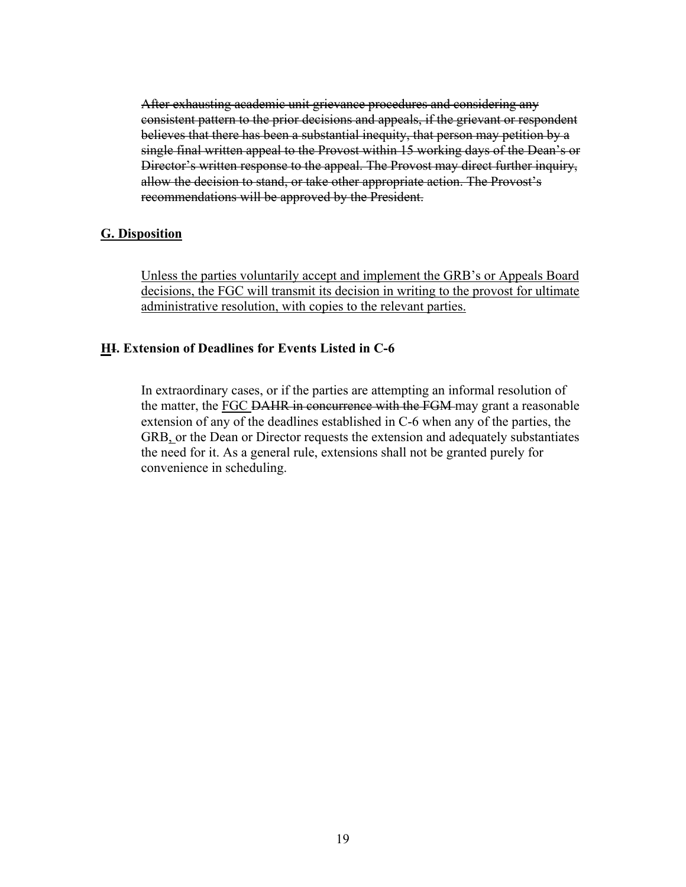~~After exhausting academic unit grievance procedures and considering any consistent pattern to the prior decisions and appeals, if the grievant or respondent believes that there has been a substantial inequity, that person may petition by a single final written appeal to the Provost within 15 working days of the Dean's or Director's written response to the appeal. The Provost may direct further inquiry, allow the decision to stand, or take other appropriate action. The Provost's recommendations will be approved by the President.~~

## <u>G. Disposition</u>

<u>Unless the parties voluntarily accept and implement the GRB's or Appeals Board decisions, the FGC will transmit its decision in writing to the provost for ultimate administrative resolution, with copies to the relevant parties.</u>

## <u>H</u>~~I~~. Extension of Deadlines for Events Listed in C-6

In extraordinary cases, or if the parties are attempting an informal resolution of the matter, the <u>FGC</u> ~~DAHR in concurrence with the FGM~~ may grant a reasonable extension of any of the deadlines established in C-6 when any of the parties, the GRB<u>,</u> or the Dean or Director requests the extension and adequately substantiates the need for it. As a general rule, extensions shall not be granted purely for convenience in scheduling.